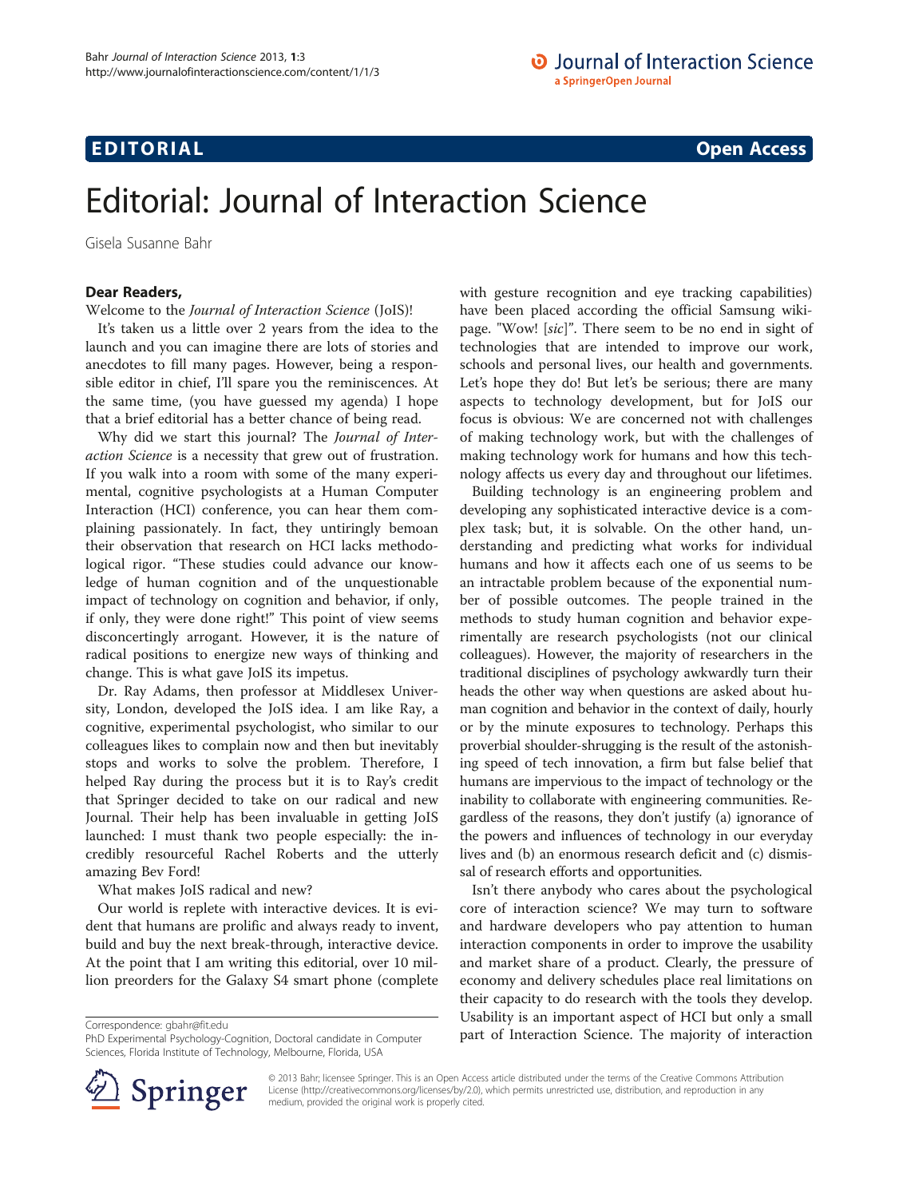EDITORIAL **Open Access**

# Editorial: Journal of Interaction Science

Gisela Susanne Bahr

**Dear Readers,**

Welcome to the *Journal of Interaction Science* (JoIS)!

It's taken us a little over 2 years from the idea to the launch and you can imagine there are lots of stories and anecdotes to fill many pages. However, being a responsible editor in chief, I'll spare you the reminiscences. At the same time, (you have guessed my agenda) I hope that a brief editorial has a better chance of being read.

Why did we start this journal? The *Journal of Interaction Science* is a necessity that grew out of frustration. If you walk into a room with some of the many experimental, cognitive psychologists at a Human Computer Interaction (HCI) conference, you can hear them complaining passionately. In fact, they untiringly bemoan their observation that research on HCI lacks methodological rigor. "These studies could advance our knowledge of human cognition and of the unquestionable impact of technology on cognition and behavior, if only, if only, they were done right!" This point of view seems disconcertingly arrogant. However, it is the nature of radical positions to energize new ways of thinking and change. This is what gave JoIS its impetus.

Dr. Ray Adams, then professor at Middlesex University, London, developed the JoIS idea. I am like Ray, a cognitive, experimental psychologist, who similar to our colleagues likes to complain now and then but inevitably stops and works to solve the problem. Therefore, I helped Ray during the process but it is to Ray's credit that Springer decided to take on our radical and new Journal. Their help has been invaluable in getting JoIS launched: I must thank two people especially: the incredibly resourceful Rachel Roberts and the utterly amazing Bev Ford!

What makes JoIS radical and new?

Our world is replete with interactive devices. It is evident that humans are prolific and always ready to invent, build and buy the next break-through, interactive device. At the point that I am writing this editorial, over 10 million preorders for the Galaxy S4 smart phone (complete with gesture recognition and eye tracking capabilities) have been placed according the official Samsung wikipage. "Wow! [*sic*]". There seem to be no end in sight of technologies that are intended to improve our work, schools and personal lives, our health and governments. Let's hope they do! But let's be serious; there are many aspects to technology development, but for JoIS our focus is obvious: We are concerned not with challenges of making technology work, but with the challenges of making technology work for humans and how this technology affects us every day and throughout our lifetimes.

Building technology is an engineering problem and developing any sophisticated interactive device is a complex task; but, it is solvable. On the other hand, understanding and predicting what works for individual humans and how it affects each one of us seems to be an intractable problem because of the exponential number of possible outcomes. The people trained in the methods to study human cognition and behavior experimentally are research psychologists (not our clinical colleagues). However, the majority of researchers in the traditional disciplines of psychology awkwardly turn their heads the other way when questions are asked about human cognition and behavior in the context of daily, hourly or by the minute exposures to technology. Perhaps this proverbial shoulder-shrugging is the result of the astonishing speed of tech innovation, a firm but false belief that humans are impervious to the impact of technology or the inability to collaborate with engineering communities. Regardless of the reasons, they don't justify (a) ignorance of the powers and influences of technology in our everyday lives and (b) an enormous research deficit and (c) dismissal of research efforts and opportunities.

Isn't there anybody who cares about the psychological core of interaction science? We may turn to software and hardware developers who pay attention to human interaction components in order to improve the usability and market share of a product. Clearly, the pressure of economy and delivery schedules place real limitations on their capacity to do research with the tools they develop. Usability is an important aspect of HCI but only a small part of Interaction Science. The majority of interaction

Correspondence: gbahr@fit.edu
PhD Experimental Psychology-Cognition, Doctoral candidate in Computer Sciences, Florida Institute of Technology, Melbourne, Florida, USA

© 2013 Bahr; licensee Springer. This is an Open Access article distributed under the terms of the Creative Commons Attribution License (http://creativecommons.org/licenses/by/2.0), which permits unrestricted use, distribution, and reproduction in any medium, provided the original work is properly cited.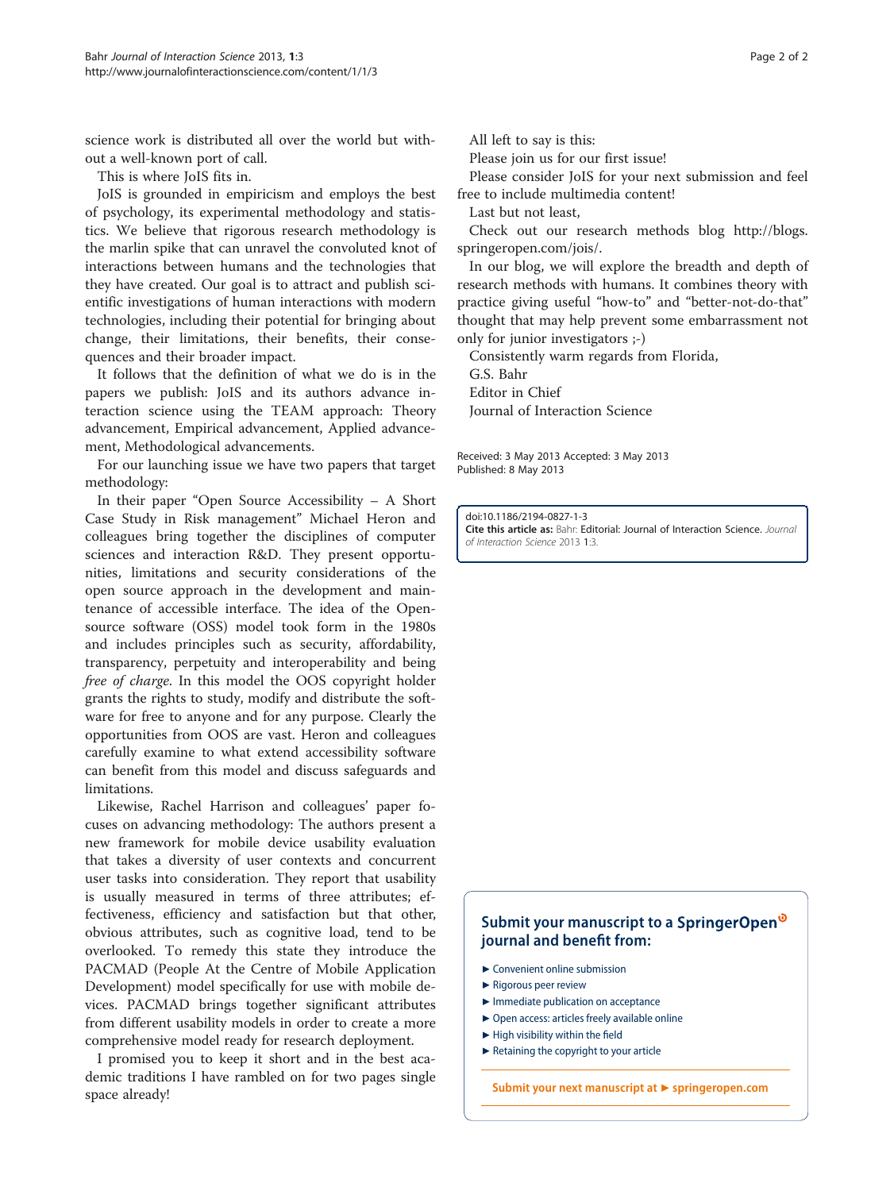science work is distributed all over the world but without a well-known port of call.

This is where JoIS fits in.

JoIS is grounded in empiricism and employs the best of psychology, its experimental methodology and statistics. We believe that rigorous research methodology is the marlin spike that can unravel the convoluted knot of interactions between humans and the technologies that they have created. Our goal is to attract and publish scientific investigations of human interactions with modern technologies, including their potential for bringing about change, their limitations, their benefits, their consequences and their broader impact.

It follows that the definition of what we do is in the papers we publish: JoIS and its authors advance interaction science using the TEAM approach: Theory advancement, Empirical advancement, Applied advancement, Methodological advancements.

For our launching issue we have two papers that target methodology:

In their paper "Open Source Accessibility – A Short Case Study in Risk management" Michael Heron and colleagues bring together the disciplines of computer sciences and interaction R&D. They present opportunities, limitations and security considerations of the open source approach in the development and maintenance of accessible interface. The idea of the Open-source software (OSS) model took form in the 1980s and includes principles such as security, affordability, transparency, perpetuity and interoperability and being *free of charge*. In this model the OOS copyright holder grants the rights to study, modify and distribute the software for free to anyone and for any purpose. Clearly the opportunities from OOS are vast. Heron and colleagues carefully examine to what extend accessibility software can benefit from this model and discuss safeguards and limitations.

Likewise, Rachel Harrison and colleagues' paper focuses on advancing methodology: The authors present a new framework for mobile device usability evaluation that takes a diversity of user contexts and concurrent user tasks into consideration. They report that usability is usually measured in terms of three attributes; effectiveness, efficiency and satisfaction but that other, obvious attributes, such as cognitive load, tend to be overlooked. To remedy this state they introduce the PACMAD (People At the Centre of Mobile Application Development) model specifically for use with mobile devices. PACMAD brings together significant attributes from different usability models in order to create a more comprehensive model ready for research deployment.

I promised you to keep it short and in the best academic traditions I have rambled on for two pages single space already!

All left to say is this:

Please join us for our first issue!

Please consider JoIS for your next submission and feel free to include multimedia content!

Last but not least,

Check out our research methods blog http://blogs.springeropen.com/jois/.

In our blog, we will explore the breadth and depth of research methods with humans. It combines theory with practice giving useful "how-to" and "better-not-do-that" thought that may help prevent some embarrassment not only for junior investigators ;-)

Consistently warm regards from Florida,

G.S. Bahr

Editor in Chief

Journal of Interaction Science

Received: 3 May 2013 Accepted: 3 May 2013
Published: 8 May 2013

doi:10.1186/2194-0827-1-3
**Cite this article as:** Bahr: Editorial: Journal of Interaction Science. *Journal of Interaction Science* 2013 **1**:3.

**Submit your manuscript to a SpringerOpen journal and benefit from:**

- ► Convenient online submission
- ► Rigorous peer review
- ► Immediate publication on acceptance
- ► Open access: articles freely available online
- ► High visibility within the field
- ► Retaining the copyright to your article

**Submit your next manuscript at ► springeropen.com**